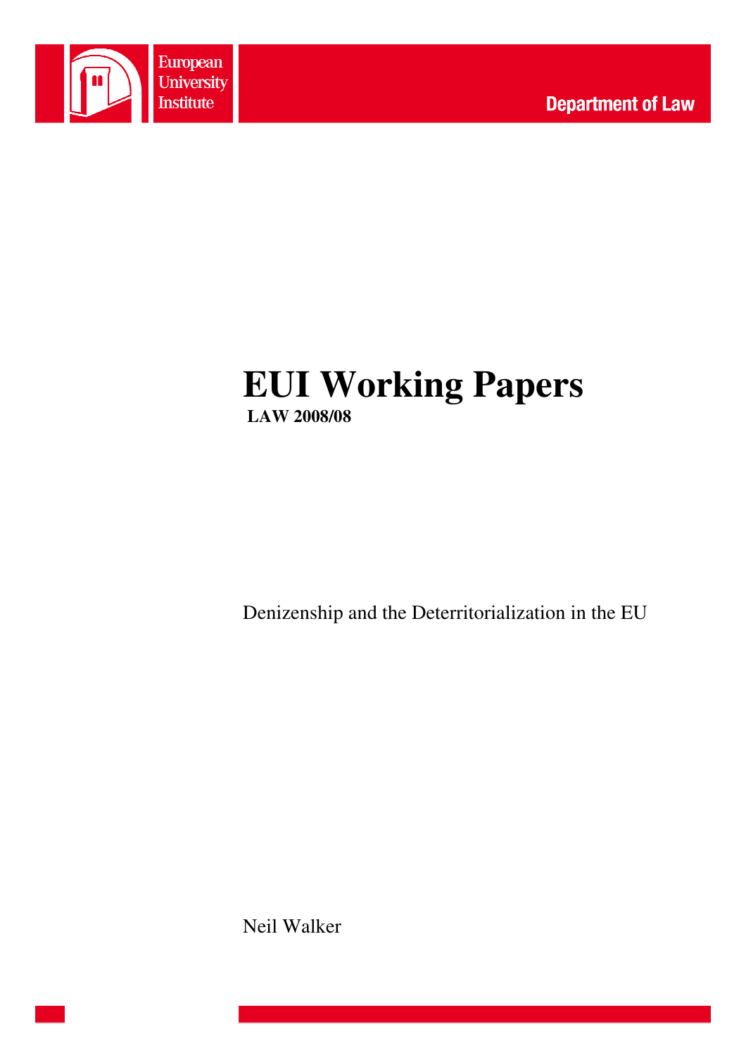European University Institute

Department of Law

# EUI Working Papers

**LAW 2008/08**

Denizenship and the Deterritorialization in the EU

Neil Walker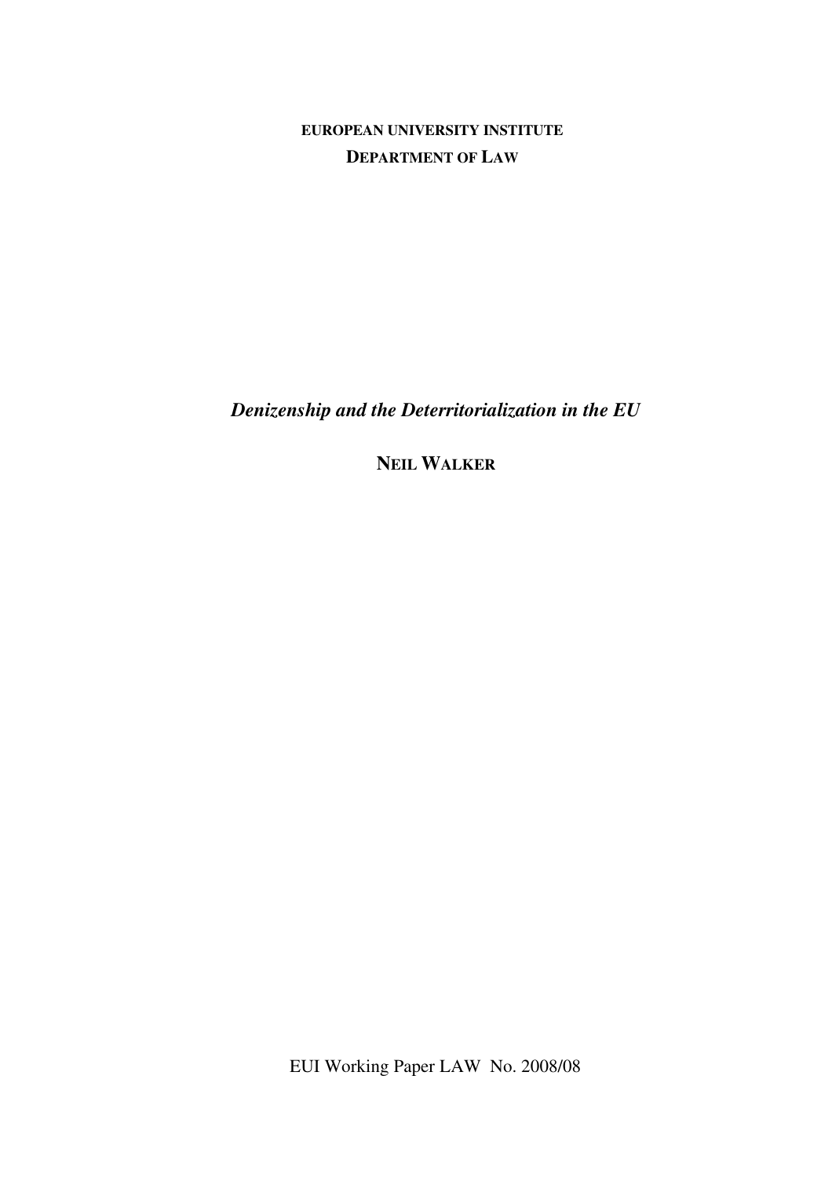**EUROPEAN UNIVERSITY INSTITUTE**

**DEPARTMENT OF LAW**

***Denizenship and the Deterritorialization in the EU***

**NEIL WALKER**

EUI Working Paper LAW No. 2008/08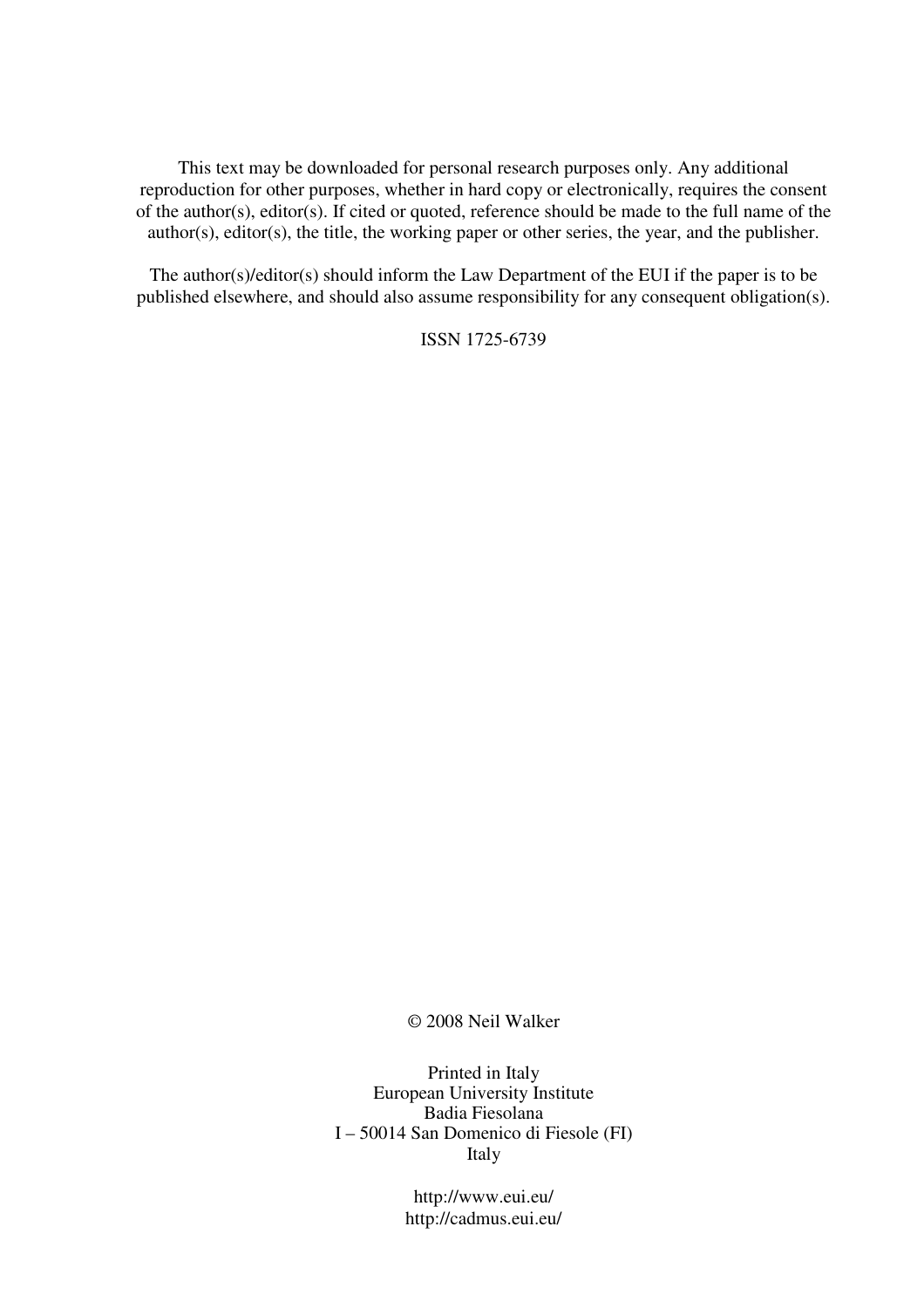This text may be downloaded for personal research purposes only. Any additional reproduction for other purposes, whether in hard copy or electronically, requires the consent of the author(s), editor(s). If cited or quoted, reference should be made to the full name of the author(s), editor(s), the title, the working paper or other series, the year, and the publisher.

The author(s)/editor(s) should inform the Law Department of the EUI if the paper is to be published elsewhere, and should also assume responsibility for any consequent obligation(s).

ISSN 1725-6739

© 2008 Neil Walker

Printed in Italy  
European University Institute  
Badia Fiesolana  
I – 50014 San Domenico di Fiesole (FI)  
Italy

http://www.eui.eu/  
http://cadmus.eui.eu/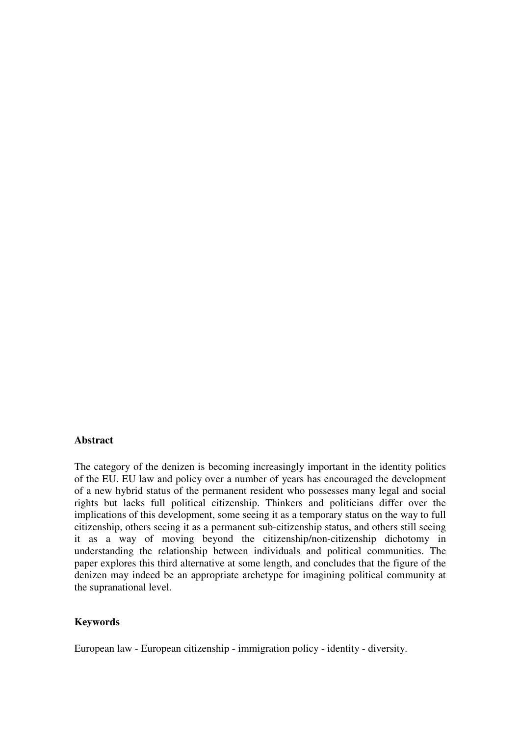**Abstract**

The category of the denizen is becoming increasingly important in the identity politics of the EU. EU law and policy over a number of years has encouraged the development of a new hybrid status of the permanent resident who possesses many legal and social rights but lacks full political citizenship. Thinkers and politicians differ over the implications of this development, some seeing it as a temporary status on the way to full citizenship, others seeing it as a permanent sub-citizenship status, and others still seeing it as a way of moving beyond the citizenship/non-citizenship dichotomy in understanding the relationship between individuals and political communities. The paper explores this third alternative at some length, and concludes that the figure of the denizen may indeed be an appropriate archetype for imagining political community at the supranational level.

**Keywords**

European law - European citizenship - immigration policy - identity - diversity.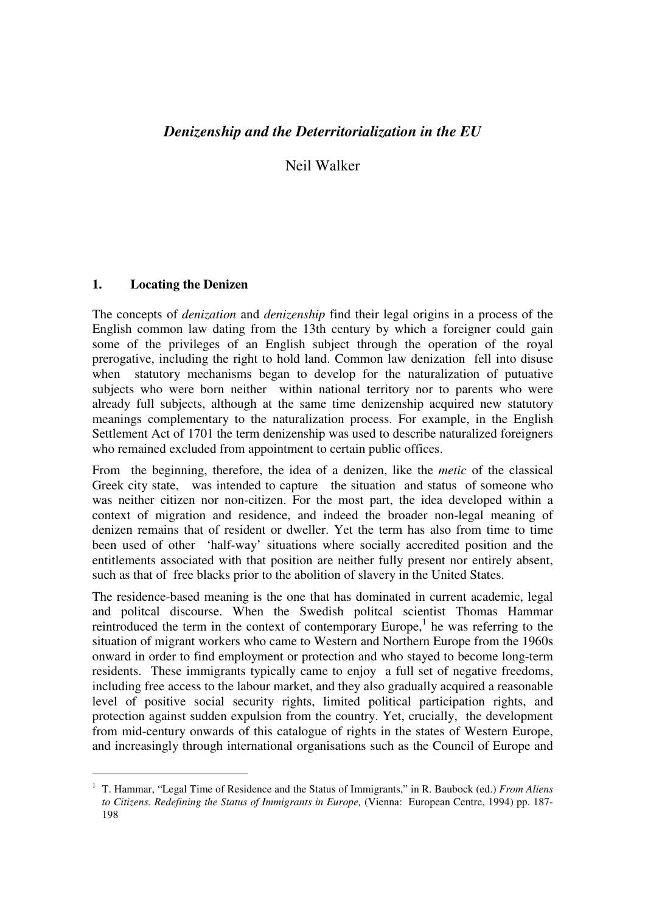## *Denizenship and the Deterritorialization in the EU*

Neil Walker

### 1. Locating the Denizen

The concepts of *denization* and *denizenship* find their legal origins in a process of the English common law dating from the 13th century by which a foreigner could gain some of the privileges of an English subject through the operation of the royal prerogative, including the right to hold land. Common law denization fell into disuse when statutory mechanisms began to develop for the naturalization of putuative subjects who were born neither within national territory nor to parents who were already full subjects, although at the same time denizenship acquired new statutory meanings complementary to the naturalization process. For example, in the English Settlement Act of 1701 the term denizenship was used to describe naturalized foreigners who remained excluded from appointment to certain public offices.

From the beginning, therefore, the idea of a denizen, like the *metic* of the classical Greek city state, was intended to capture the situation and status of someone who was neither citizen nor non-citizen. For the most part, the idea developed within a context of migration and residence, and indeed the broader non-legal meaning of denizen remains that of resident or dweller. Yet the term has also from time to time been used of other 'half-way' situations where socially accredited position and the entitlements associated with that position are neither fully present nor entirely absent, such as that of free blacks prior to the abolition of slavery in the United States.

The residence-based meaning is the one that has dominated in current academic, legal and politcal discourse. When the Swedish politcal scientist Thomas Hammar reintroduced the term in the context of contemporary Europe,[1] he was referring to the situation of migrant workers who came to Western and Northern Europe from the 1960s onward in order to find employment or protection and who stayed to become long-term residents. These immigrants typically came to enjoy a full set of negative freedoms, including free access to the labour market, and they also gradually acquired a reasonable level of positive social security rights, limited political participation rights, and protection against sudden expulsion from the country. Yet, crucially, the development from mid-century onwards of this catalogue of rights in the states of Western Europe, and increasingly through international organisations such as the Council of Europe and

---

[1] T. Hammar, "Legal Time of Residence and the Status of Immigrants," in R. Baubock (ed.) *From Aliens to Citizens. Redefining the Status of Immigrants in Europe,* (Vienna: European Centre, 1994) pp. 187-198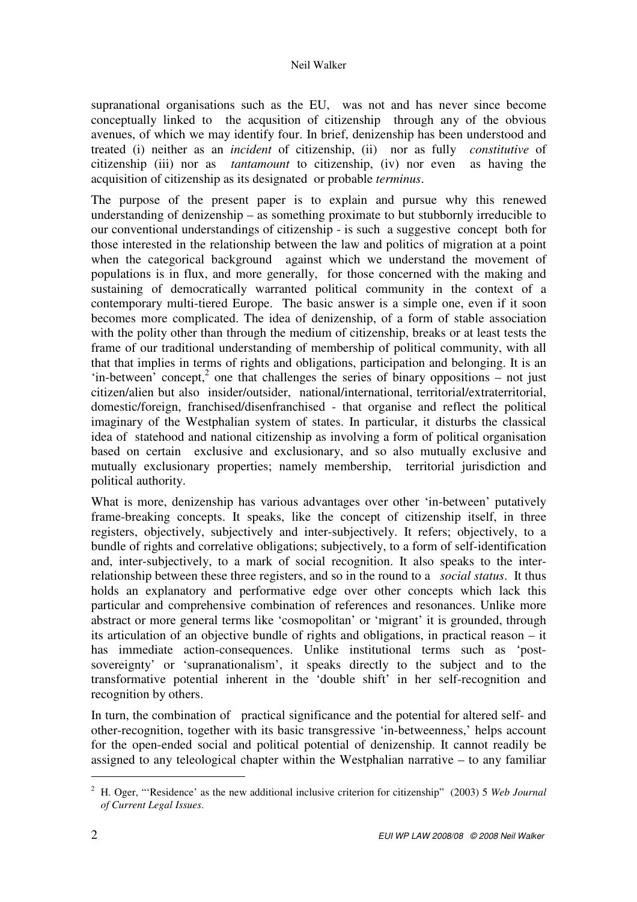supranational organisations such as the EU, was not and has never since become conceptually linked to the acqusition of citizenship through any of the obvious avenues, of which we may identify four. In brief, denizenship has been understood and treated (i) neither as an *incident* of citizenship, (ii) nor as fully *constitutive* of citizenship (iii) nor as *tantamount* to citizenship, (iv) nor even as having the acquisition of citizenship as its designated or probable *terminus*.

The purpose of the present paper is to explain and pursue why this renewed understanding of denizenship – as something proximate to but stubbornly irreducible to our conventional understandings of citizenship - is such a suggestive concept both for those interested in the relationship between the law and politics of migration at a point when the categorical background against which we understand the movement of populations is in flux, and more generally, for those concerned with the making and sustaining of democratically warranted political community in the context of a contemporary multi-tiered Europe. The basic answer is a simple one, even if it soon becomes more complicated. The idea of denizenship, of a form of stable association with the polity other than through the medium of citizenship, breaks or at least tests the frame of our traditional understanding of membership of political community, with all that that implies in terms of rights and obligations, participation and belonging. It is an 'in-between' concept,[2] one that challenges the series of binary oppositions – not just citizen/alien but also insider/outsider, national/international, territorial/extraterritorial, domestic/foreign, franchised/disenfranchised - that organise and reflect the political imaginary of the Westphalian system of states. In particular, it disturbs the classical idea of statehood and national citizenship as involving a form of political organisation based on certain exclusive and exclusionary, and so also mutually exclusive and mutually exclusionary properties; namely membership, territorial jurisdiction and political authority.

What is more, denizenship has various advantages over other 'in-between' putatively frame-breaking concepts. It speaks, like the concept of citizenship itself, in three registers, objectively, subjectively and inter-subjectively. It refers; objectively, to a bundle of rights and correlative obligations; subjectively, to a form of self-identification and, inter-subjectively, to a mark of social recognition. It also speaks to the inter-relationship between these three registers, and so in the round to a *social status*. It thus holds an explanatory and performative edge over other concepts which lack this particular and comprehensive combination of references and resonances. Unlike more abstract or more general terms like 'cosmopolitan' or 'migrant' it is grounded, through its articulation of an objective bundle of rights and obligations, in practical reason – it has immediate action-consequences. Unlike institutional terms such as 'post-sovereignty' or 'supranationalism', it speaks directly to the subject and to the transformative potential inherent in the 'double shift' in her self-recognition and recognition by others.

In turn, the combination of practical significance and the potential for altered self- and other-recognition, together with its basic transgressive 'in-betweenness,' helps account for the open-ended social and political potential of denizenship. It cannot readily be assigned to any teleological chapter within the Westphalian narrative – to any familiar

---

[2] H. Oger, "'Residence' as the new additional inclusive criterion for citizenship" (2003) 5 *Web Journal of Current Legal Issues*.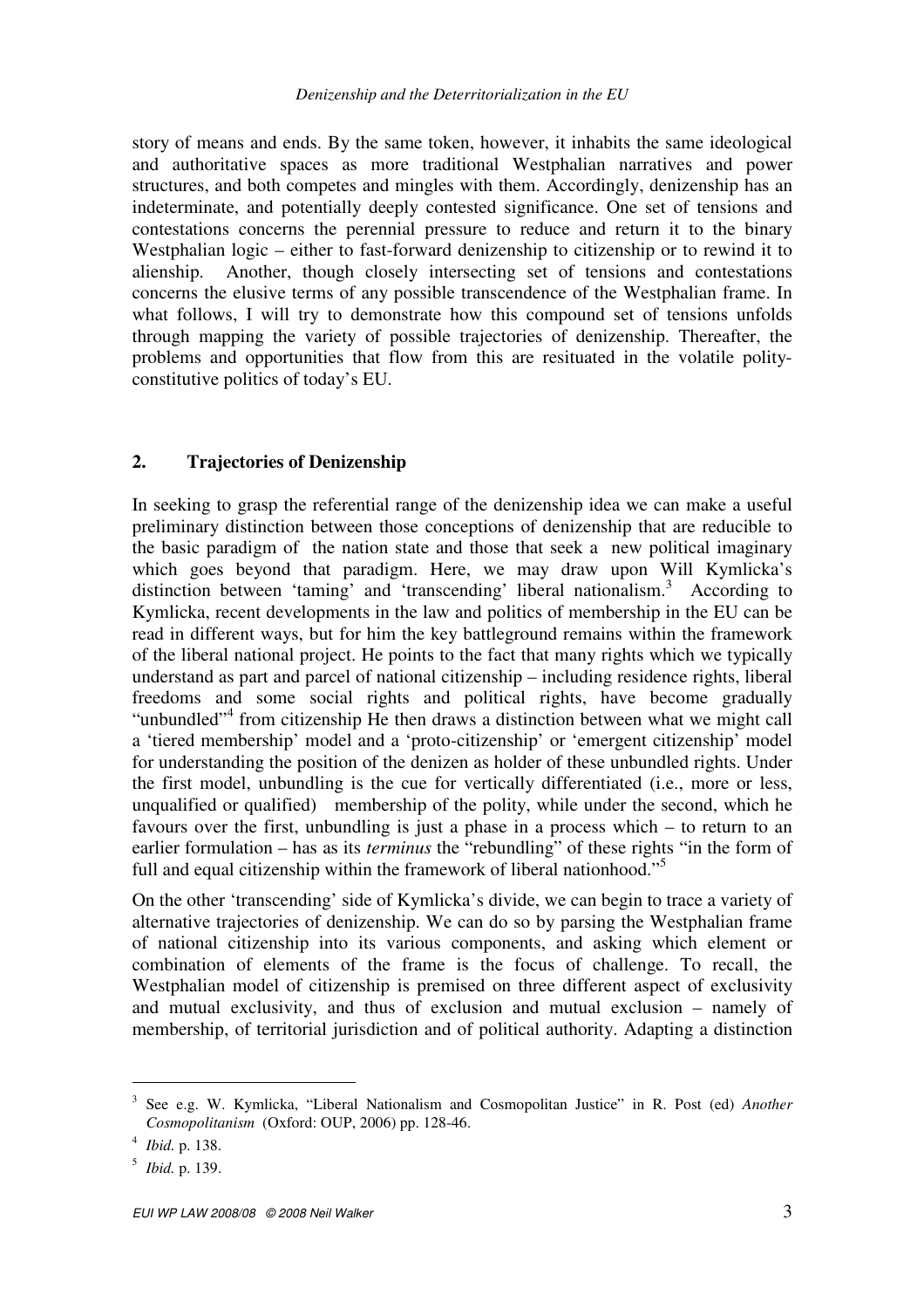story of means and ends. By the same token, however, it inhabits the same ideological and authoritative spaces as more traditional Westphalian narratives and power structures, and both competes and mingles with them. Accordingly, denizenship has an indeterminate, and potentially deeply contested significance. One set of tensions and contestations concerns the perennial pressure to reduce and return it to the binary Westphalian logic – either to fast-forward denizenship to citizenship or to rewind it to alienship. Another, though closely intersecting set of tensions and contestations concerns the elusive terms of any possible transcendence of the Westphalian frame. In what follows, I will try to demonstrate how this compound set of tensions unfolds through mapping the variety of possible trajectories of denizenship. Thereafter, the problems and opportunities that flow from this are resituated in the volatile polity-constitutive politics of today's EU.

## 2. Trajectories of Denizenship

In seeking to grasp the referential range of the denizenship idea we can make a useful preliminary distinction between those conceptions of denizenship that are reducible to the basic paradigm of the nation state and those that seek a new political imaginary which goes beyond that paradigm. Here, we may draw upon Will Kymlicka's distinction between 'taming' and 'transcending' liberal nationalism.[3] According to Kymlicka, recent developments in the law and politics of membership in the EU can be read in different ways, but for him the key battleground remains within the framework of the liberal national project. He points to the fact that many rights which we typically understand as part and parcel of national citizenship – including residence rights, liberal freedoms and some social rights and political rights, have become gradually "unbundled"[4] from citizenship He then draws a distinction between what we might call a 'tiered membership' model and a 'proto-citizenship' or 'emergent citizenship' model for understanding the position of the denizen as holder of these unbundled rights. Under the first model, unbundling is the cue for vertically differentiated (i.e., more or less, unqualified or qualified) membership of the polity, while under the second, which he favours over the first, unbundling is just a phase in a process which – to return to an earlier formulation – has as its *terminus* the "rebundling" of these rights "in the form of full and equal citizenship within the framework of liberal nationhood."[5]

On the other 'transcending' side of Kymlicka's divide, we can begin to trace a variety of alternative trajectories of denizenship. We can do so by parsing the Westphalian frame of national citizenship into its various components, and asking which element or combination of elements of the frame is the focus of challenge. To recall, the Westphalian model of citizenship is premised on three different aspect of exclusivity and mutual exclusivity, and thus of exclusion and mutual exclusion – namely of membership, of territorial jurisdiction and of political authority. Adapting a distinction

---

[3] See e.g. W. Kymlicka, "Liberal Nationalism and Cosmopolitan Justice" in R. Post (ed) *Another Cosmopolitanism* (Oxford: OUP, 2006) pp. 128-46.

[4] *Ibid.* p. 138.

[5] *Ibid.* p. 139.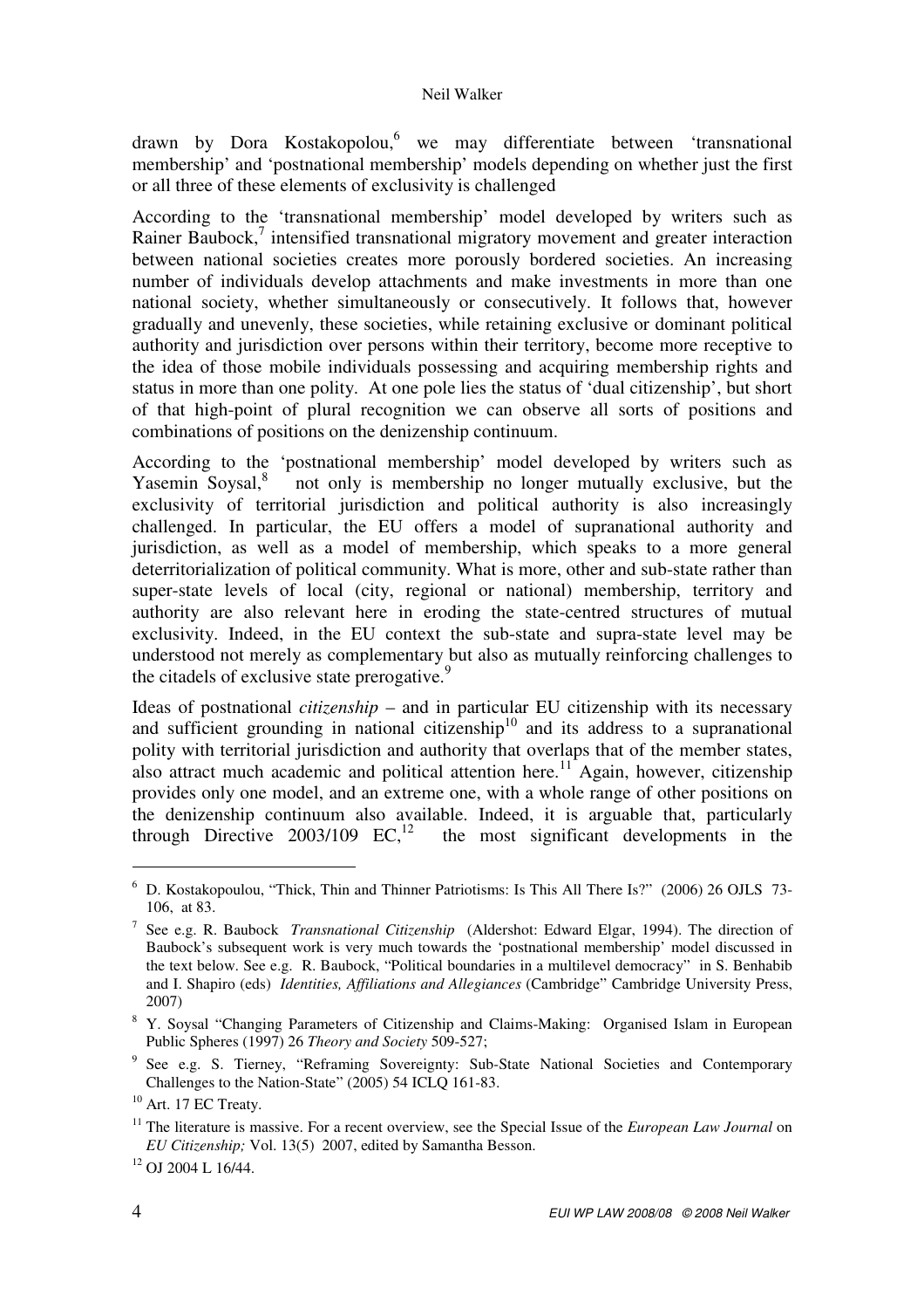drawn by Dora Kostakopolou,[6] we may differentiate between 'transnational membership' and 'postnational membership' models depending on whether just the first or all three of these elements of exclusivity is challenged

According to the 'transnational membership' model developed by writers such as Rainer Baubock,[7] intensified transnational migratory movement and greater interaction between national societies creates more porously bordered societies. An increasing number of individuals develop attachments and make investments in more than one national society, whether simultaneously or consecutively. It follows that, however gradually and unevenly, these societies, while retaining exclusive or dominant political authority and jurisdiction over persons within their territory, become more receptive to the idea of those mobile individuals possessing and acquiring membership rights and status in more than one polity. At one pole lies the status of 'dual citizenship', but short of that high-point of plural recognition we can observe all sorts of positions and combinations of positions on the denizenship continuum.

According to the 'postnational membership' model developed by writers such as Yasemin Soysal,[8] not only is membership no longer mutually exclusive, but the exclusivity of territorial jurisdiction and political authority is also increasingly challenged. In particular, the EU offers a model of supranational authority and jurisdiction, as well as a model of membership, which speaks to a more general deterritorialization of political community. What is more, other and sub-state rather than super-state levels of local (city, regional or national) membership, territory and authority are also relevant here in eroding the state-centred structures of mutual exclusivity. Indeed, in the EU context the sub-state and supra-state level may be understood not merely as complementary but also as mutually reinforcing challenges to the citadels of exclusive state prerogative.[9]

Ideas of postnational *citizenship* – and in particular EU citizenship with its necessary and sufficient grounding in national citizenship[10] and its address to a supranational polity with territorial jurisdiction and authority that overlaps that of the member states, also attract much academic and political attention here.[11] Again, however, citizenship provides only one model, and an extreme one, with a whole range of other positions on the denizenship continuum also available. Indeed, it is arguable that, particularly through Directive 2003/109 EC,[12] the most significant developments in the

---

[6] D. Kostakopoulou, "Thick, Thin and Thinner Patriotisms: Is This All There Is?" (2006) 26 OJLS 73-106, at 83.

[7] See e.g. R. Baubock *Transnational Citizenship* (Aldershot: Edward Elgar, 1994). The direction of Baubock's subsequent work is very much towards the 'postnational membership' model discussed in the text below. See e.g. R. Baubock, "Political boundaries in a multilevel democracy" in S. Benhabib and I. Shapiro (eds) *Identities, Affiliations and Allegiances* (Cambridge" Cambridge University Press, 2007)

[8] Y. Soysal "Changing Parameters of Citizenship and Claims-Making: Organised Islam in European Public Spheres (1997) 26 *Theory and Society* 509-527;

[9] See e.g. S. Tierney, "Reframing Sovereignty: Sub-State National Societies and Contemporary Challenges to the Nation-State" (2005) 54 ICLQ 161-83.

[10] Art. 17 EC Treaty.

[11] The literature is massive. For a recent overview, see the Special Issue of the *European Law Journal* on *EU Citizenship;* Vol. 13(5) 2007, edited by Samantha Besson.

[12] OJ 2004 L 16/44.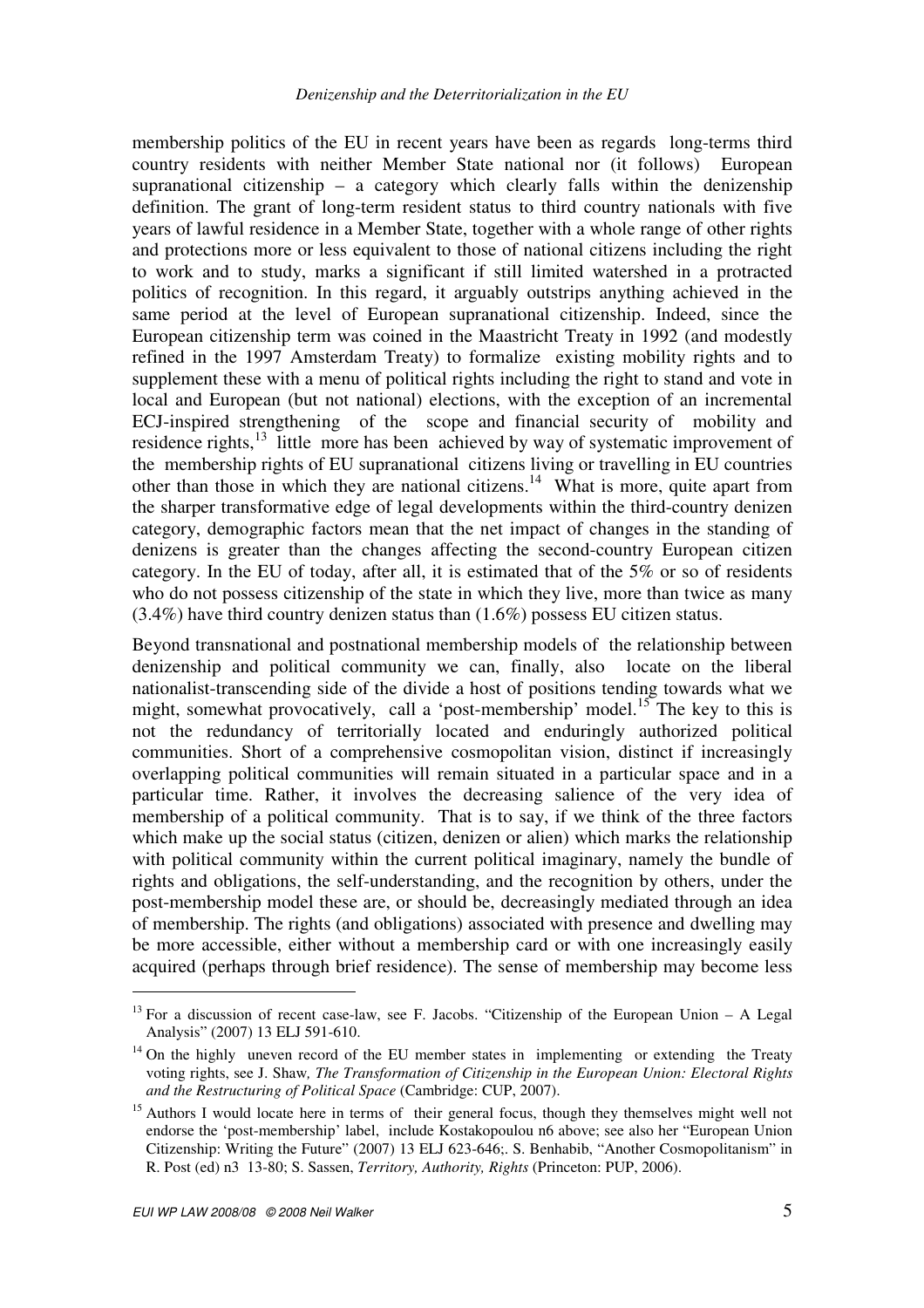membership politics of the EU in recent years have been as regards long-terms third country residents with neither Member State national nor (it follows) European supranational citizenship – a category which clearly falls within the denizenship definition. The grant of long-term resident status to third country nationals with five years of lawful residence in a Member State, together with a whole range of other rights and protections more or less equivalent to those of national citizens including the right to work and to study, marks a significant if still limited watershed in a protracted politics of recognition. In this regard, it arguably outstrips anything achieved in the same period at the level of European supranational citizenship. Indeed, since the European citizenship term was coined in the Maastricht Treaty in 1992 (and modestly refined in the 1997 Amsterdam Treaty) to formalize existing mobility rights and to supplement these with a menu of political rights including the right to stand and vote in local and European (but not national) elections, with the exception of an incremental ECJ-inspired strengthening of the scope and financial security of mobility and residence rights,[13] little more has been achieved by way of systematic improvement of the membership rights of EU supranational citizens living or travelling in EU countries other than those in which they are national citizens.[14] What is more, quite apart from the sharper transformative edge of legal developments within the third-country denizen category, demographic factors mean that the net impact of changes in the standing of denizens is greater than the changes affecting the second-country European citizen category. In the EU of today, after all, it is estimated that of the 5% or so of residents who do not possess citizenship of the state in which they live, more than twice as many (3.4%) have third country denizen status than (1.6%) possess EU citizen status.

Beyond transnational and postnational membership models of the relationship between denizenship and political community we can, finally, also locate on the liberal nationalist-transcending side of the divide a host of positions tending towards what we might, somewhat provocatively, call a 'post-membership' model.[15] The key to this is not the redundancy of territorially located and enduringly authorized political communities. Short of a comprehensive cosmopolitan vision, distinct if increasingly overlapping political communities will remain situated in a particular space and in a particular time. Rather, it involves the decreasing salience of the very idea of membership of a political community. That is to say, if we think of the three factors which make up the social status (citizen, denizen or alien) which marks the relationship with political community within the current political imaginary, namely the bundle of rights and obligations, the self-understanding, and the recognition by others, under the post-membership model these are, or should be, decreasingly mediated through an idea of membership. The rights (and obligations) associated with presence and dwelling may be more accessible, either without a membership card or with one increasingly easily acquired (perhaps through brief residence). The sense of membership may become less

---

[13] For a discussion of recent case-law, see F. Jacobs. "Citizenship of the European Union – A Legal Analysis" (2007) 13 ELJ 591-610.

[14] On the highly uneven record of the EU member states in implementing or extending the Treaty voting rights, see J. Shaw, *The Transformation of Citizenship in the European Union: Electoral Rights and the Restructuring of Political Space* (Cambridge: CUP, 2007).

[15] Authors I would locate here in terms of their general focus, though they themselves might well not endorse the 'post-membership' label, include Kostakopoulou n6 above; see also her "European Union Citizenship: Writing the Future" (2007) 13 ELJ 623-646;. S. Benhabib, "Another Cosmopolitanism" in R. Post (ed) n3 13-80; S. Sassen, *Territory, Authority, Rights* (Princeton: PUP, 2006).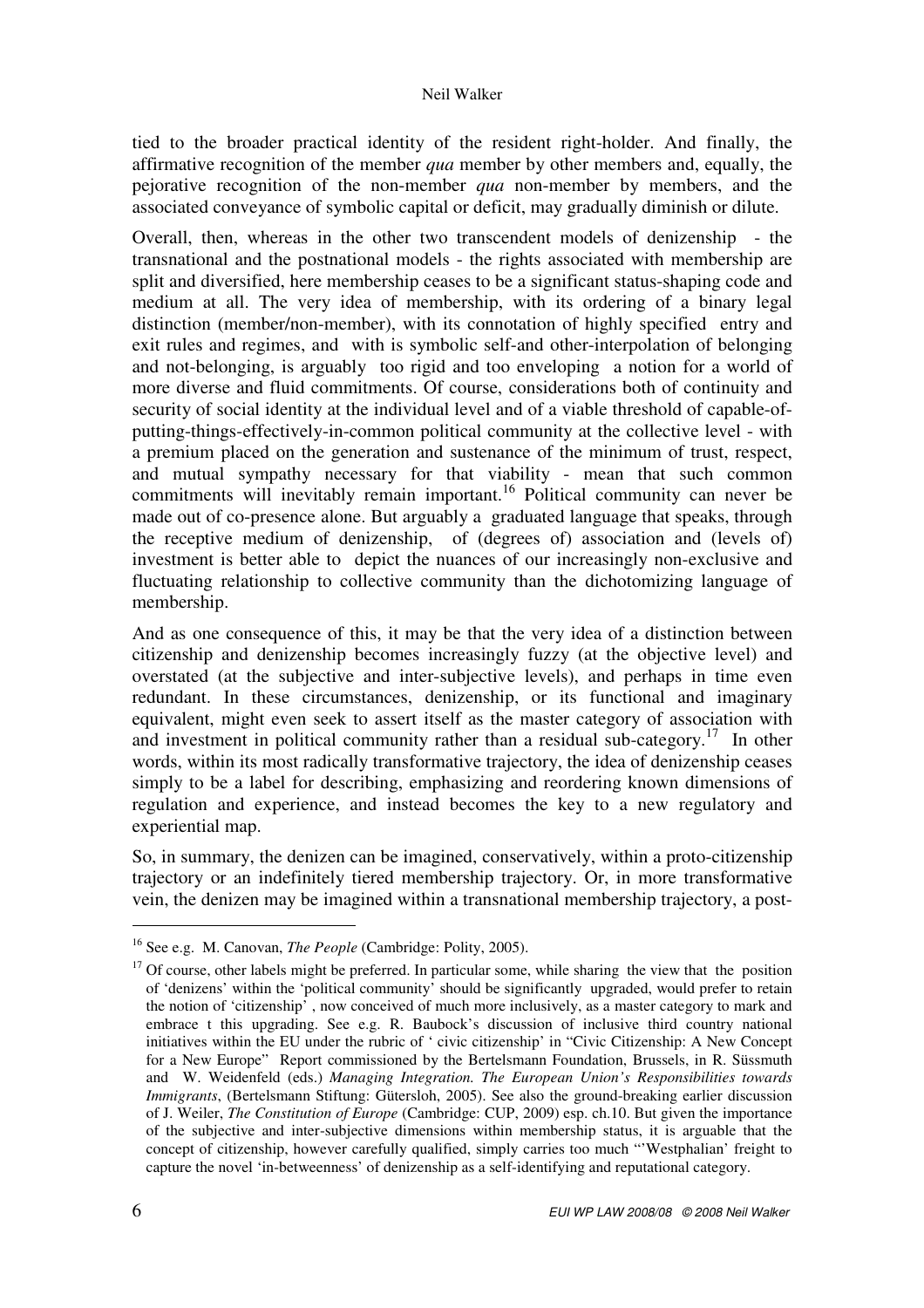tied to the broader practical identity of the resident right-holder. And finally, the affirmative recognition of the member *qua* member by other members and, equally, the pejorative recognition of the non-member *qua* non-member by members, and the associated conveyance of symbolic capital or deficit, may gradually diminish or dilute.

Overall, then, whereas in the other two transcendent models of denizenship - the transnational and the postnational models - the rights associated with membership are split and diversified, here membership ceases to be a significant status-shaping code and medium at all. The very idea of membership, with its ordering of a binary legal distinction (member/non-member), with its connotation of highly specified entry and exit rules and regimes, and with is symbolic self-and other-interpolation of belonging and not-belonging, is arguably too rigid and too enveloping a notion for a world of more diverse and fluid commitments. Of course, considerations both of continuity and security of social identity at the individual level and of a viable threshold of capable-of-putting-things-effectively-in-common political community at the collective level - with a premium placed on the generation and sustenance of the minimum of trust, respect, and mutual sympathy necessary for that viability - mean that such common commitments will inevitably remain important.[16] Political community can never be made out of co-presence alone. But arguably a graduated language that speaks, through the receptive medium of denizenship, of (degrees of) association and (levels of) investment is better able to depict the nuances of our increasingly non-exclusive and fluctuating relationship to collective community than the dichotomizing language of membership.

And as one consequence of this, it may be that the very idea of a distinction between citizenship and denizenship becomes increasingly fuzzy (at the objective level) and overstated (at the subjective and inter-subjective levels), and perhaps in time even redundant. In these circumstances, denizenship, or its functional and imaginary equivalent, might even seek to assert itself as the master category of association with and investment in political community rather than a residual sub-category.[17] In other words, within its most radically transformative trajectory, the idea of denizenship ceases simply to be a label for describing, emphasizing and reordering known dimensions of regulation and experience, and instead becomes the key to a new regulatory and experiential map.

So, in summary, the denizen can be imagined, conservatively, within a proto-citizenship trajectory or an indefinitely tiered membership trajectory. Or, in more transformative vein, the denizen may be imagined within a transnational membership trajectory, a post-

---

[16] See e.g. M. Canovan, *The People* (Cambridge: Polity, 2005).

[17] Of course, other labels might be preferred. In particular some, while sharing the view that the position of 'denizens' within the 'political community' should be significantly upgraded, would prefer to retain the notion of 'citizenship' , now conceived of much more inclusively, as a master category to mark and embrace t this upgrading. See e.g. R. Baubock's discussion of inclusive third country national initiatives within the EU under the rubric of ' civic citizenship' in "Civic Citizenship: A New Concept for a New Europe" Report commissioned by the Bertelsmann Foundation, Brussels, in R. Süssmuth and W. Weidenfeld (eds.) *Managing Integration. The European Union's Responsibilities towards Immigrants*, (Bertelsmann Stiftung: Gütersloh, 2005). See also the ground-breaking earlier discussion of J. Weiler, *The Constitution of Europe* (Cambridge: CUP, 2009) esp. ch.10. But given the importance of the subjective and inter-subjective dimensions within membership status, it is arguable that the concept of citizenship, however carefully qualified, simply carries too much "'Westphalian' freight to capture the novel 'in-betweenness' of denizenship as a self-identifying and reputational category.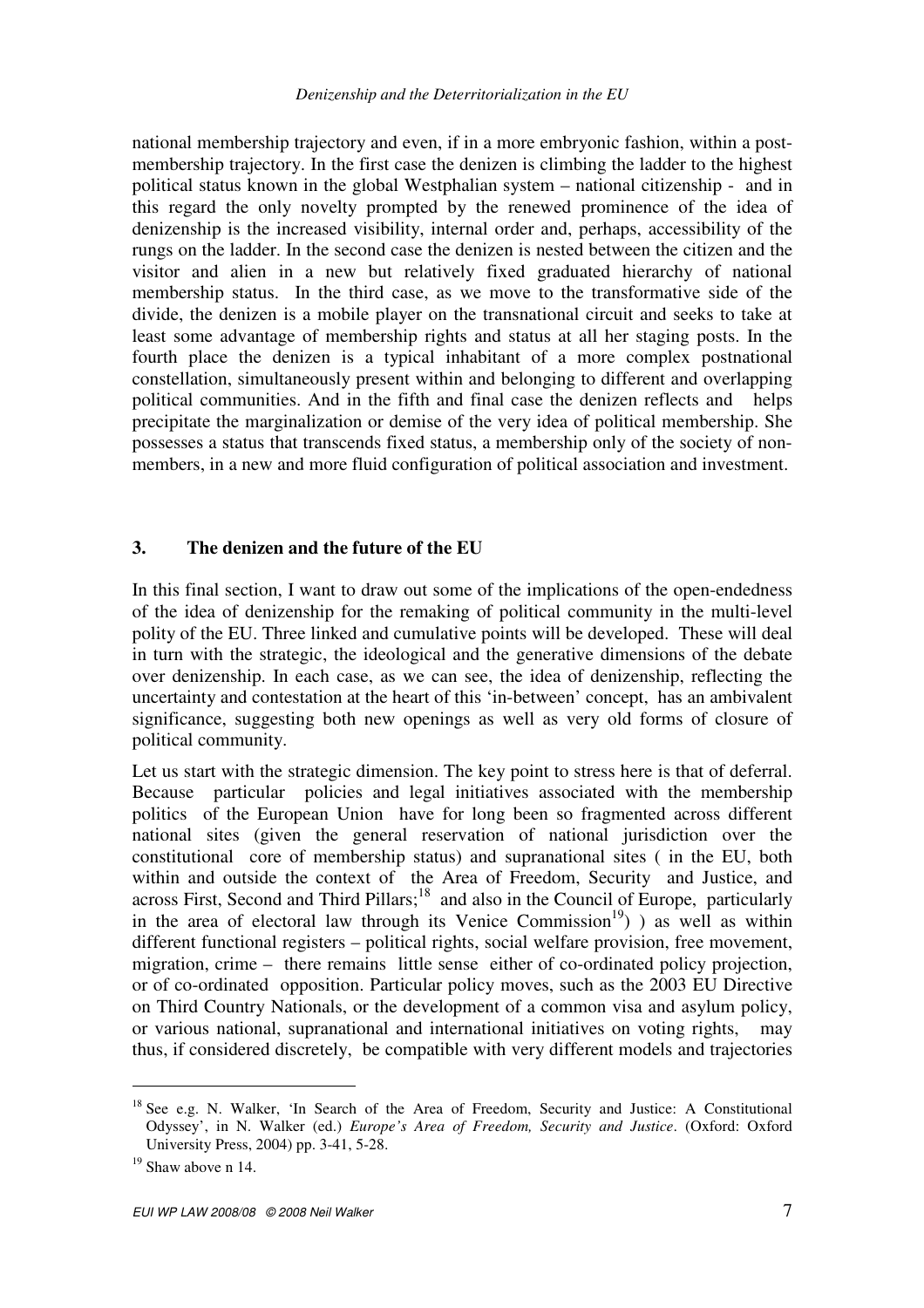national membership trajectory and even, if in a more embryonic fashion, within a post-membership trajectory. In the first case the denizen is climbing the ladder to the highest political status known in the global Westphalian system – national citizenship - and in this regard the only novelty prompted by the renewed prominence of the idea of denizenship is the increased visibility, internal order and, perhaps, accessibility of the rungs on the ladder. In the second case the denizen is nested between the citizen and the visitor and alien in a new but relatively fixed graduated hierarchy of national membership status. In the third case, as we move to the transformative side of the divide, the denizen is a mobile player on the transnational circuit and seeks to take at least some advantage of membership rights and status at all her staging posts. In the fourth place the denizen is a typical inhabitant of a more complex postnational constellation, simultaneously present within and belonging to different and overlapping political communities. And in the fifth and final case the denizen reflects and helps precipitate the marginalization or demise of the very idea of political membership. She possesses a status that transcends fixed status, a membership only of the society of non-members, in a new and more fluid configuration of political association and investment.

## 3. The denizen and the future of the EU

In this final section, I want to draw out some of the implications of the open-endedness of the idea of denizenship for the remaking of political community in the multi-level polity of the EU. Three linked and cumulative points will be developed. These will deal in turn with the strategic, the ideological and the generative dimensions of the debate over denizenship. In each case, as we can see, the idea of denizenship, reflecting the uncertainty and contestation at the heart of this 'in-between' concept, has an ambivalent significance, suggesting both new openings as well as very old forms of closure of political community.

Let us start with the strategic dimension. The key point to stress here is that of deferral. Because particular policies and legal initiatives associated with the membership politics of the European Union have for long been so fragmented across different national sites (given the general reservation of national jurisdiction over the constitutional core of membership status) and supranational sites ( in the EU, both within and outside the context of the Area of Freedom, Security and Justice, and across First, Second and Third Pillars;[18] and also in the Council of Europe, particularly in the area of electoral law through its Venice Commission[19]) ) as well as within different functional registers – political rights, social welfare provision, free movement, migration, crime – there remains little sense either of co-ordinated policy projection, or of co-ordinated opposition. Particular policy moves, such as the 2003 EU Directive on Third Country Nationals, or the development of a common visa and asylum policy, or various national, supranational and international initiatives on voting rights, may thus, if considered discretely, be compatible with very different models and trajectories

[18] See e.g. N. Walker, 'In Search of the Area of Freedom, Security and Justice: A Constitutional Odyssey', in N. Walker (ed.) *Europe's Area of Freedom, Security and Justice*. (Oxford: Oxford University Press, 2004) pp. 3-41, 5-28.

[19] Shaw above n 14.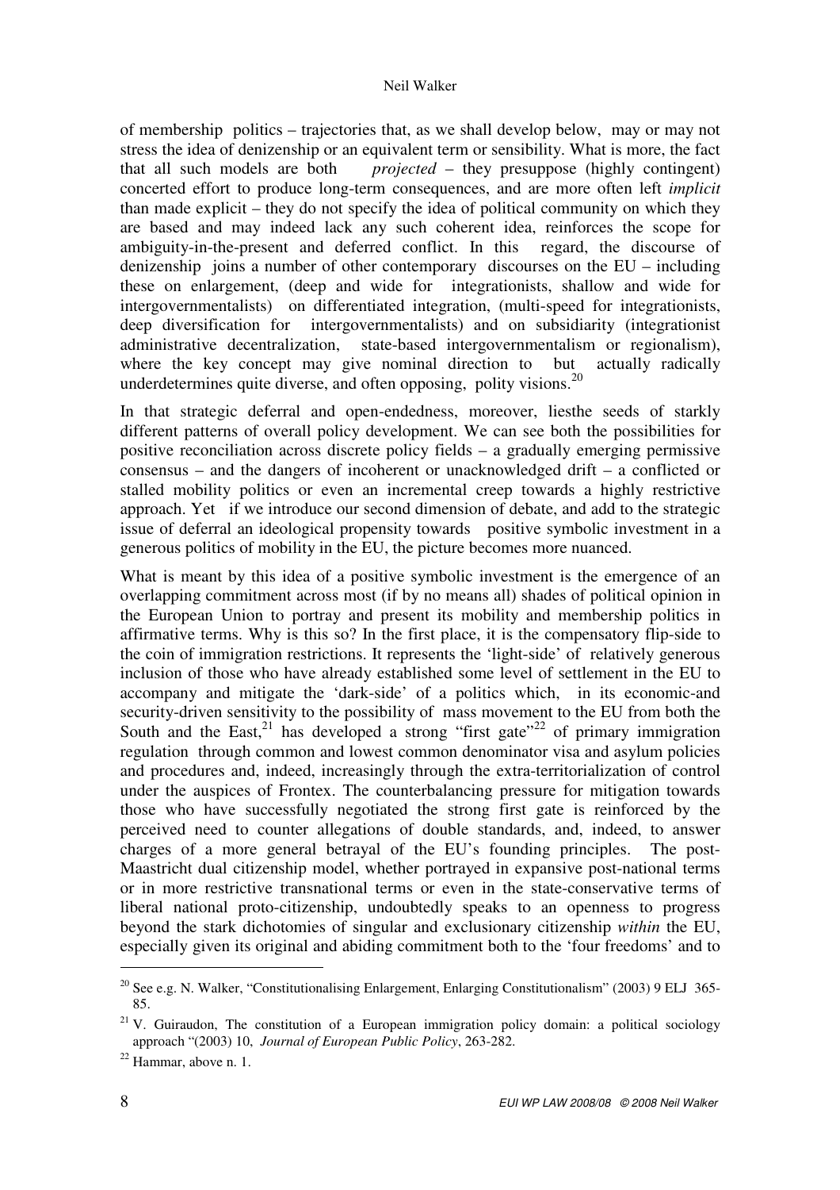of membership politics – trajectories that, as we shall develop below, may or may not stress the idea of denizenship or an equivalent term or sensibility. What is more, the fact that all such models are both *projected* – they presuppose (highly contingent) concerted effort to produce long-term consequences, and are more often left *implicit* than made explicit – they do not specify the idea of political community on which they are based and may indeed lack any such coherent idea, reinforces the scope for ambiguity-in-the-present and deferred conflict. In this regard, the discourse of denizenship joins a number of other contemporary discourses on the EU – including these on enlargement, (deep and wide for integrationists, shallow and wide for intergovernmentalists) on differentiated integration, (multi-speed for integrationists, deep diversification for intergovernmentalists) and on subsidiarity (integrationist administrative decentralization, state-based intergovernmentalism or regionalism), where the key concept may give nominal direction to but actually radically underdetermines quite diverse, and often opposing, polity visions.[20]

In that strategic deferral and open-endedness, moreover, liesthe seeds of starkly different patterns of overall policy development. We can see both the possibilities for positive reconciliation across discrete policy fields – a gradually emerging permissive consensus – and the dangers of incoherent or unacknowledged drift – a conflicted or stalled mobility politics or even an incremental creep towards a highly restrictive approach. Yet if we introduce our second dimension of debate, and add to the strategic issue of deferral an ideological propensity towards positive symbolic investment in a generous politics of mobility in the EU, the picture becomes more nuanced.

What is meant by this idea of a positive symbolic investment is the emergence of an overlapping commitment across most (if by no means all) shades of political opinion in the European Union to portray and present its mobility and membership politics in affirmative terms. Why is this so? In the first place, it is the compensatory flip-side to the coin of immigration restrictions. It represents the 'light-side' of relatively generous inclusion of those who have already established some level of settlement in the EU to accompany and mitigate the 'dark-side' of a politics which, in its economic-and security-driven sensitivity to the possibility of mass movement to the EU from both the South and the East,[21] has developed a strong "first gate"[22] of primary immigration regulation through common and lowest common denominator visa and asylum policies and procedures and, indeed, increasingly through the extra-territorialization of control under the auspices of Frontex. The counterbalancing pressure for mitigation towards those who have successfully negotiated the strong first gate is reinforced by the perceived need to counter allegations of double standards, and, indeed, to answer charges of a more general betrayal of the EU's founding principles. The post-Maastricht dual citizenship model, whether portrayed in expansive post-national terms or in more restrictive transnational terms or even in the state-conservative terms of liberal national proto-citizenship, undoubtedly speaks to an openness to progress beyond the stark dichotomies of singular and exclusionary citizenship *within* the EU, especially given its original and abiding commitment both to the 'four freedoms' and to

---

[20] See e.g. N. Walker, "Constitutionalising Enlargement, Enlarging Constitutionalism" (2003) 9 ELJ 365-85.

[21] V. Guiraudon, The constitution of a European immigration policy domain: a political sociology approach "(2003) 10, *Journal of European Public Policy*, 263-282.

[22] Hammar, above n. 1.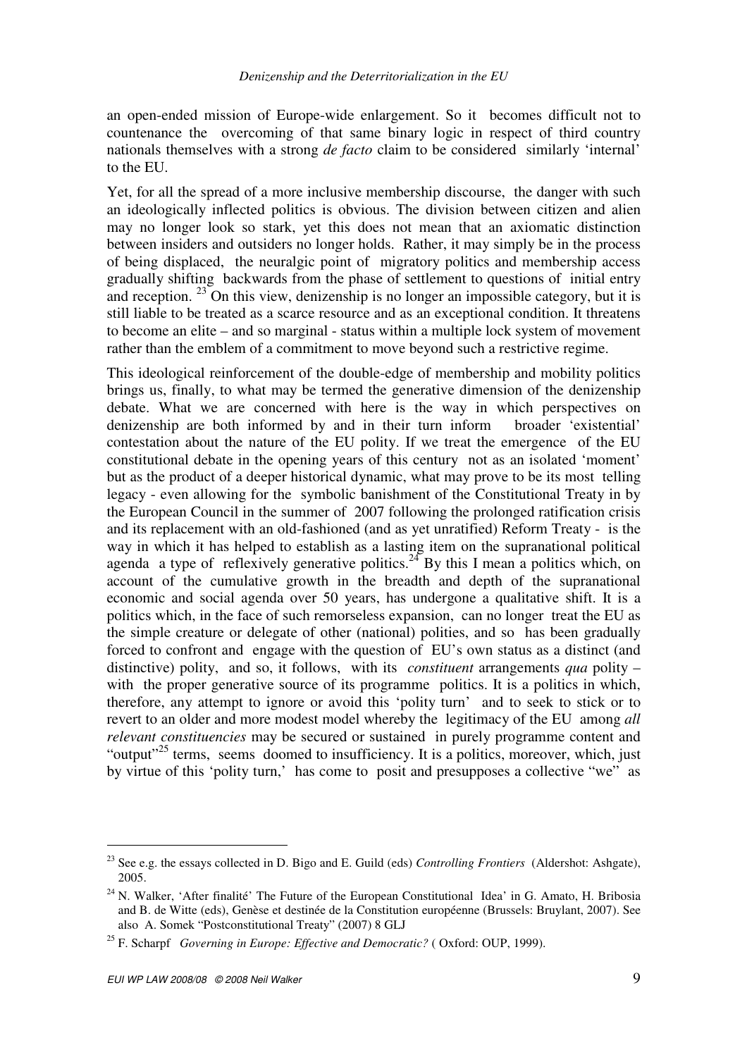an open-ended mission of Europe-wide enlargement. So it becomes difficult not to countenance the overcoming of that same binary logic in respect of third country nationals themselves with a strong *de facto* claim to be considered similarly 'internal' to the EU.

Yet, for all the spread of a more inclusive membership discourse, the danger with such an ideologically inflected politics is obvious. The division between citizen and alien may no longer look so stark, yet this does not mean that an axiomatic distinction between insiders and outsiders no longer holds. Rather, it may simply be in the process of being displaced, the neuralgic point of migratory politics and membership access gradually shifting backwards from the phase of settlement to questions of initial entry and reception. [23] On this view, denizenship is no longer an impossible category, but it is still liable to be treated as a scarce resource and as an exceptional condition. It threatens to become an elite – and so marginal - status within a multiple lock system of movement rather than the emblem of a commitment to move beyond such a restrictive regime.

This ideological reinforcement of the double-edge of membership and mobility politics brings us, finally, to what may be termed the generative dimension of the denizenship debate. What we are concerned with here is the way in which perspectives on denizenship are both informed by and in their turn inform broader 'existential' contestation about the nature of the EU polity. If we treat the emergence of the EU constitutional debate in the opening years of this century not as an isolated 'moment' but as the product of a deeper historical dynamic, what may prove to be its most telling legacy - even allowing for the symbolic banishment of the Constitutional Treaty in by the European Council in the summer of 2007 following the prolonged ratification crisis and its replacement with an old-fashioned (and as yet unratified) Reform Treaty - is the way in which it has helped to establish as a lasting item on the supranational political agenda a type of reflexively generative politics.[24] By this I mean a politics which, on account of the cumulative growth in the breadth and depth of the supranational economic and social agenda over 50 years, has undergone a qualitative shift. It is a politics which, in the face of such remorseless expansion, can no longer treat the EU as the simple creature or delegate of other (national) polities, and so has been gradually forced to confront and engage with the question of EU's own status as a distinct (and distinctive) polity, and so, it follows, with its *constituent* arrangements *qua* polity – with the proper generative source of its programme politics. It is a politics in which, therefore, any attempt to ignore or avoid this 'polity turn' and to seek to stick or to revert to an older and more modest model whereby the legitimacy of the EU among *all relevant constituencies* may be secured or sustained in purely programme content and "output"[25] terms, seems doomed to insufficiency. It is a politics, moreover, which, just by virtue of this 'polity turn,' has come to posit and presupposes a collective "we" as

---

[23] See e.g. the essays collected in D. Bigo and E. Guild (eds) *Controlling Frontiers* (Aldershot: Ashgate), 2005.

[24] N. Walker, 'After finalité' The Future of the European Constitutional Idea' in G. Amato, H. Bribosia and B. de Witte (eds), Genèse et destinée de la Constitution européenne (Brussels: Bruylant, 2007). See also A. Somek "Postconstitutional Treaty" (2007) 8 GLJ

[25] F. Scharpf *Governing in Europe: Effective and Democratic?* ( Oxford: OUP, 1999).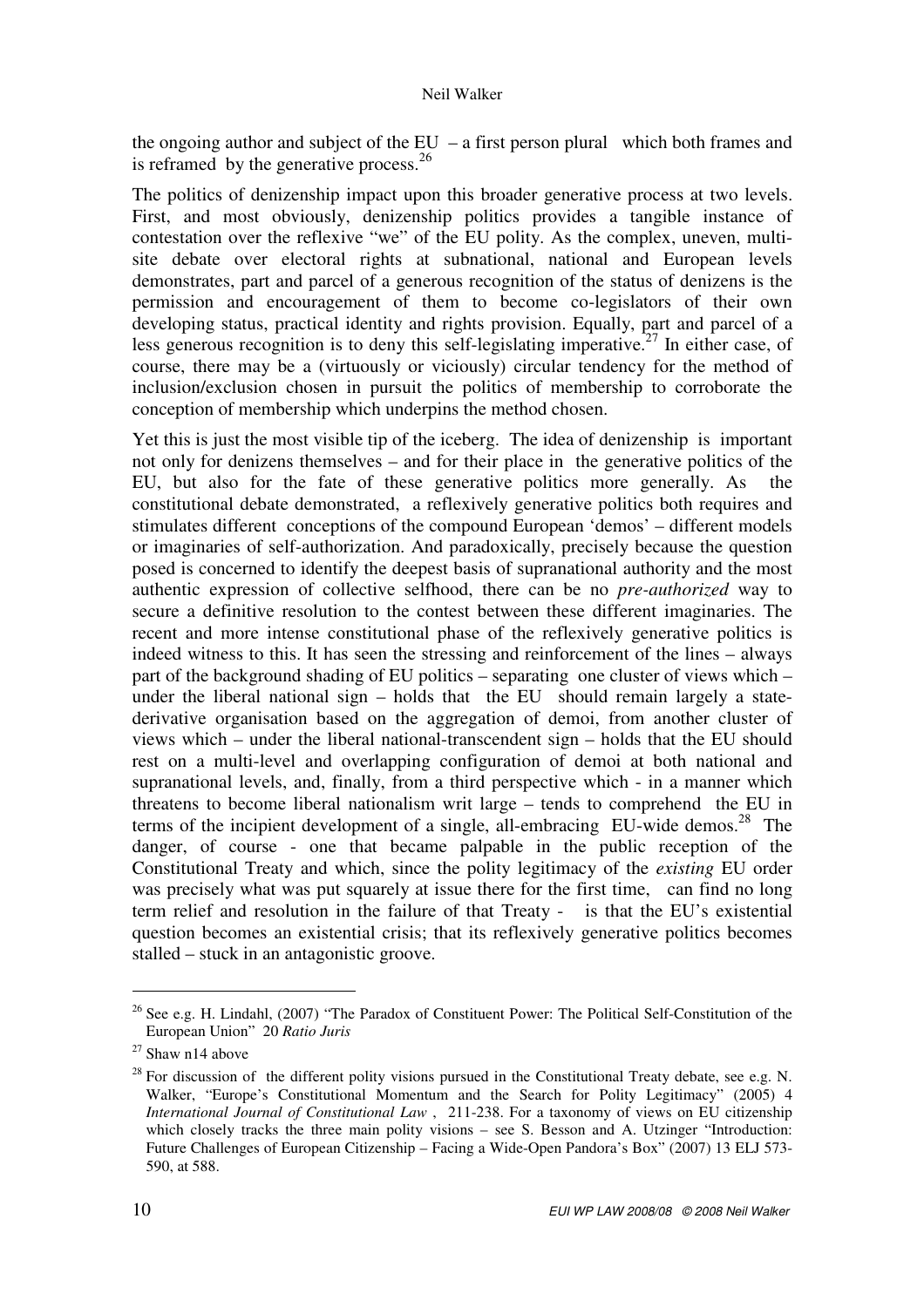the ongoing author and subject of the EU – a first person plural which both frames and is reframed by the generative process.[26]

The politics of denizenship impact upon this broader generative process at two levels. First, and most obviously, denizenship politics provides a tangible instance of contestation over the reflexive "we" of the EU polity. As the complex, uneven, multi-site debate over electoral rights at subnational, national and European levels demonstrates, part and parcel of a generous recognition of the status of denizens is the permission and encouragement of them to become co-legislators of their own developing status, practical identity and rights provision. Equally, part and parcel of a less generous recognition is to deny this self-legislating imperative.[27] In either case, of course, there may be a (virtuously or viciously) circular tendency for the method of inclusion/exclusion chosen in pursuit the politics of membership to corroborate the conception of membership which underpins the method chosen.

Yet this is just the most visible tip of the iceberg. The idea of denizenship is important not only for denizens themselves – and for their place in the generative politics of the EU, but also for the fate of these generative politics more generally. As the constitutional debate demonstrated, a reflexively generative politics both requires and stimulates different conceptions of the compound European 'demos' – different models or imaginaries of self-authorization. And paradoxically, precisely because the question posed is concerned to identify the deepest basis of supranational authority and the most authentic expression of collective selfhood, there can be no *pre-authorized* way to secure a definitive resolution to the contest between these different imaginaries. The recent and more intense constitutional phase of the reflexively generative politics is indeed witness to this. It has seen the stressing and reinforcement of the lines – always part of the background shading of EU politics – separating one cluster of views which – under the liberal national sign – holds that the EU should remain largely a state-derivative organisation based on the aggregation of demoi, from another cluster of views which – under the liberal national-transcendent sign – holds that the EU should rest on a multi-level and overlapping configuration of demoi at both national and supranational levels, and, finally, from a third perspective which - in a manner which threatens to become liberal nationalism writ large – tends to comprehend the EU in terms of the incipient development of a single, all-embracing EU-wide demos.[28] The danger, of course - one that became palpable in the public reception of the Constitutional Treaty and which, since the polity legitimacy of the *existing* EU order was precisely what was put squarely at issue there for the first time, can find no long term relief and resolution in the failure of that Treaty - is that the EU's existential question becomes an existential crisis; that its reflexively generative politics becomes stalled – stuck in an antagonistic groove.

---

[26] See e.g. H. Lindahl, (2007) "The Paradox of Constituent Power: The Political Self-Constitution of the European Union" 20 *Ratio Juris*

[27] Shaw n14 above

[28] For discussion of the different polity visions pursued in the Constitutional Treaty debate, see e.g. N. Walker, "Europe's Constitutional Momentum and the Search for Polity Legitimacy" (2005) 4 *International Journal of Constitutional Law* , 211-238. For a taxonomy of views on EU citizenship which closely tracks the three main polity visions – see S. Besson and A. Utzinger "Introduction: Future Challenges of European Citizenship – Facing a Wide-Open Pandora's Box" (2007) 13 ELJ 573-590, at 588.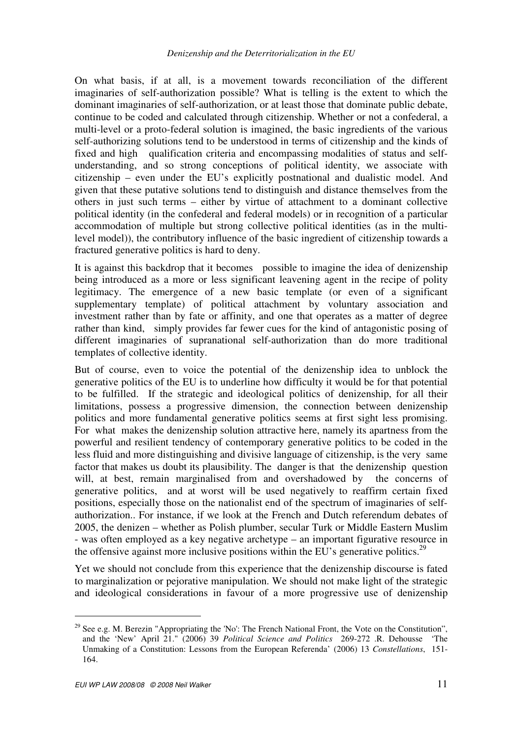On what basis, if at all, is a movement towards reconciliation of the different imaginaries of self-authorization possible? What is telling is the extent to which the dominant imaginaries of self-authorization, or at least those that dominate public debate, continue to be coded and calculated through citizenship. Whether or not a confederal, a multi-level or a proto-federal solution is imagined, the basic ingredients of the various self-authorizing solutions tend to be understood in terms of citizenship and the kinds of fixed and high qualification criteria and encompassing modalities of status and self-understanding, and so strong conceptions of political identity, we associate with citizenship – even under the EU's explicitly postnational and dualistic model. And given that these putative solutions tend to distinguish and distance themselves from the others in just such terms – either by virtue of attachment to a dominant collective political identity (in the confederal and federal models) or in recognition of a particular accommodation of multiple but strong collective political identities (as in the multi-level model)), the contributory influence of the basic ingredient of citizenship towards a fractured generative politics is hard to deny.

It is against this backdrop that it becomes possible to imagine the idea of denizenship being introduced as a more or less significant leavening agent in the recipe of polity legitimacy. The emergence of a new basic template (or even of a significant supplementary template) of political attachment by voluntary association and investment rather than by fate or affinity, and one that operates as a matter of degree rather than kind, simply provides far fewer cues for the kind of antagonistic posing of different imaginaries of supranational self-authorization than do more traditional templates of collective identity.

But of course, even to voice the potential of the denizenship idea to unblock the generative politics of the EU is to underline how difficulty it would be for that potential to be fulfilled. If the strategic and ideological politics of denizenship, for all their limitations, possess a progressive dimension, the connection between denizenship politics and more fundamental generative politics seems at first sight less promising. For what makes the denizenship solution attractive here, namely its apartness from the powerful and resilient tendency of contemporary generative politics to be coded in the less fluid and more distinguishing and divisive language of citizenship, is the very same factor that makes us doubt its plausibility. The danger is that the denizenship question will, at best, remain marginalised from and overshadowed by the concerns of generative politics, and at worst will be used negatively to reaffirm certain fixed positions, especially those on the nationalist end of the spectrum of imaginaries of self-authorization.. For instance, if we look at the French and Dutch referendum debates of 2005, the denizen – whether as Polish plumber, secular Turk or Middle Eastern Muslim - was often employed as a key negative archetype – an important figurative resource in the offensive against more inclusive positions within the EU's generative politics.[29]

Yet we should not conclude from this experience that the denizenship discourse is fated to marginalization or pejorative manipulation. We should not make light of the strategic and ideological considerations in favour of a more progressive use of denizenship

---

[29] See e.g. M. Berezin "Appropriating the 'No': The French National Front, the Vote on the Constitution", and the 'New' April 21." (2006) 39 *Political Science and Politics* 269-272 .R. Dehousse 'The Unmaking of a Constitution: Lessons from the European Referenda' (2006) 13 *Constellations*, 151-164.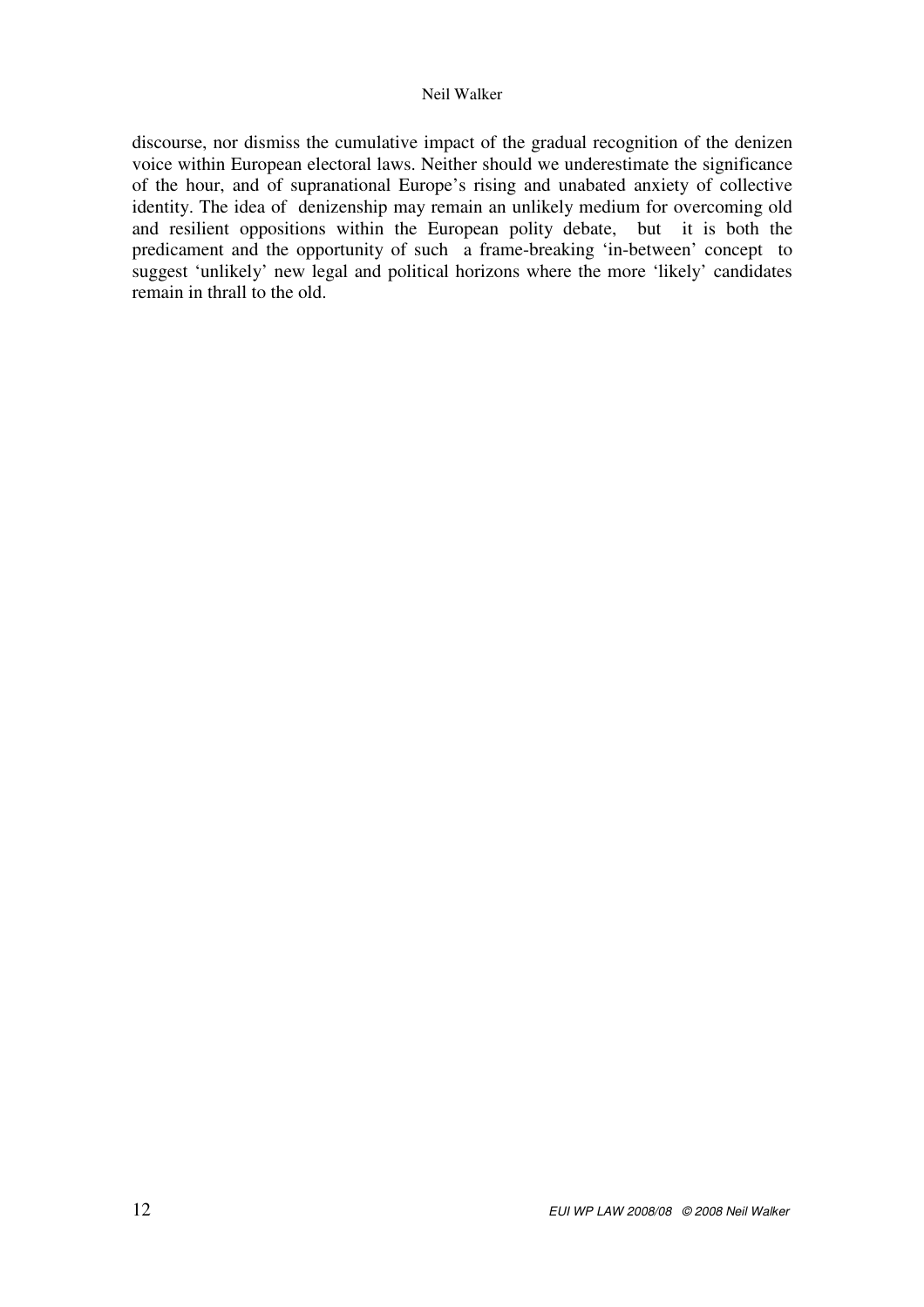discourse, nor dismiss the cumulative impact of the gradual recognition of the denizen voice within European electoral laws. Neither should we underestimate the significance of the hour, and of supranational Europe's rising and unabated anxiety of collective identity. The idea of denizenship may remain an unlikely medium for overcoming old and resilient oppositions within the European polity debate, but it is both the predicament and the opportunity of such a frame-breaking 'in-between' concept to suggest 'unlikely' new legal and political horizons where the more 'likely' candidates remain in thrall to the old.